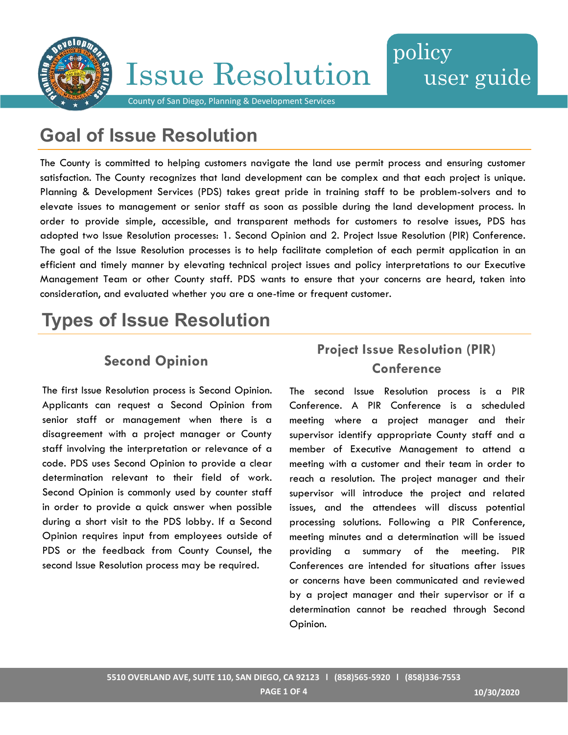# Issue Resolution

policy user guide

County of San Diego, Planning & Development Services

## Goal of Issue Resolution

The County is committed to helping customers navigate the land use permit process and ensuring customer satisfaction. The County recognizes that land development can be complex and that each project is unique. Planning & Development Services (PDS) takes great pride in training staff to be problem-solvers and to elevate issues to management or senior staff as soon as possible during the land development process. In order to provide simple, accessible, and transparent methods for customers to resolve issues, PDS has adopted two Issue Resolution processes: 1. Second Opinion and 2. Project Issue Resolution (PIR) Conference. The goal of the Issue Resolution processes is to help facilitate completion of each permit application in an efficient and timely manner by elevating technical project issues and policy interpretations to our Executive Management Team or other County staff. PDS wants to ensure that your concerns are heard, taken into consideration, and evaluated whether you are a one-time or frequent customer.

## Types of Issue Resolution

### Second Opinion

The first Issue Resolution process is Second Opinion. Applicants can request a Second Opinion from senior staff or management when there is a disagreement with a project manager or County staff involving the interpretation or relevance of a code. PDS uses Second Opinion to provide a clear determination relevant to their field of work. Second Opinion is commonly used by counter staff in order to provide a quick answer when possible during a short visit to the PDS lobby. If a Second Opinion requires input from employees outside of PDS or the feedback from County Counsel, the second Issue Resolution process may be required.

### Project Issue Resolution (PIR) Conference

The second Issue Resolution process is a PIR Conference. A PIR Conference is a scheduled meeting where a project manager and their supervisor identify appropriate County staff and a member of Executive Management to attend a meeting with a customer and their team in order to reach a resolution. The project manager and their supervisor will introduce the project and related issues, and the attendees will discuss potential processing solutions. Following a PIR Conference, meeting minutes and a determination will be issued providing a summary of the meeting. PIR Conferences are intended for situations after issues or concerns have been communicated and reviewed by a project manager and their supervisor or if a determination cannot be reached through Second Opinion.

5510 OVERLAND AVE, SUITE 110, SAN DIEGO, CA 92123 | (858)565-5920 | (858)336-7553

10/30/2020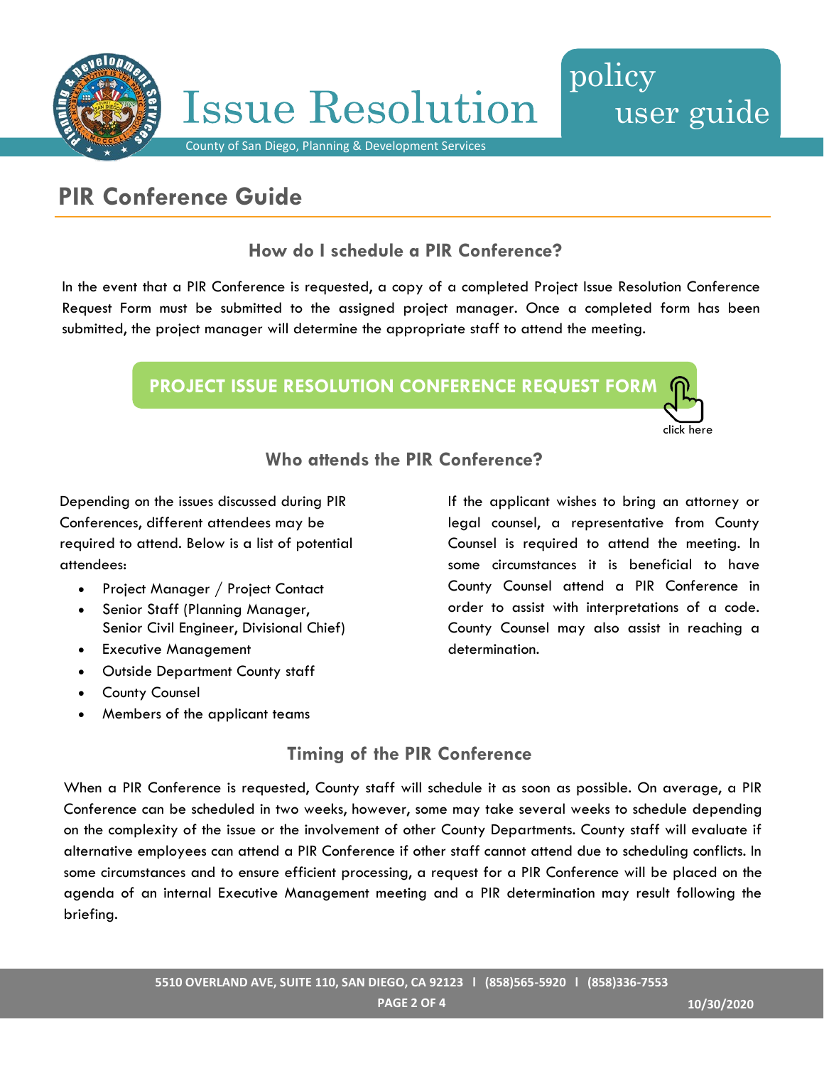## PIR Conference Guide

### How do I schedule a PIR Conference?

In the event that a PIR Conference is requested, a copy of a completed Project Issue Resolution Conference Request Form must be submitted to the assigned project manager. Once a completed form has been submitted, the project manager will determine the appropriate staff to attend the meeting.

**PROJECT ISSUE RESOLUTION CONFERENCE REQUEST FORM**

click here

### Who attends the PIR Conference?

Depending on the issues discussed during PIR Conferences, different attendees may be required to attend. Below is a list of potential attendees:

- Project Manager / Project Contact
- Senior Staff (Planning Manager, Senior Civil Engineer, Divisional Chief)
- Executive Management
- Outside Department County staff
- County Counsel
- Members of the applicant teams

If the applicant wishes to bring an attorney or legal counsel, a representative from County Counsel is required to attend the meeting. In some circumstances it is beneficial to have County Counsel attend a PIR Conference in order to assist with interpretations of a code. County Counsel may also assist in reaching a determination.

### Timing of the PIR Conference

When a PIR Conference is requested, County staff will schedule it as soon as possible. On average, a PIR Conference can be scheduled in two weeks, however, some may take several weeks to schedule depending on the complexity of the issue or the involvement of other County Departments. County staff will evaluate if alternative employees can attend a PIR Conference if other staff cannot attend due to scheduling conflicts. In some circumstances and to ensure efficient processing, a request for a PIR Conference will be placed on the agenda of an internal Executive Management meeting and a PIR determination may result following the briefing.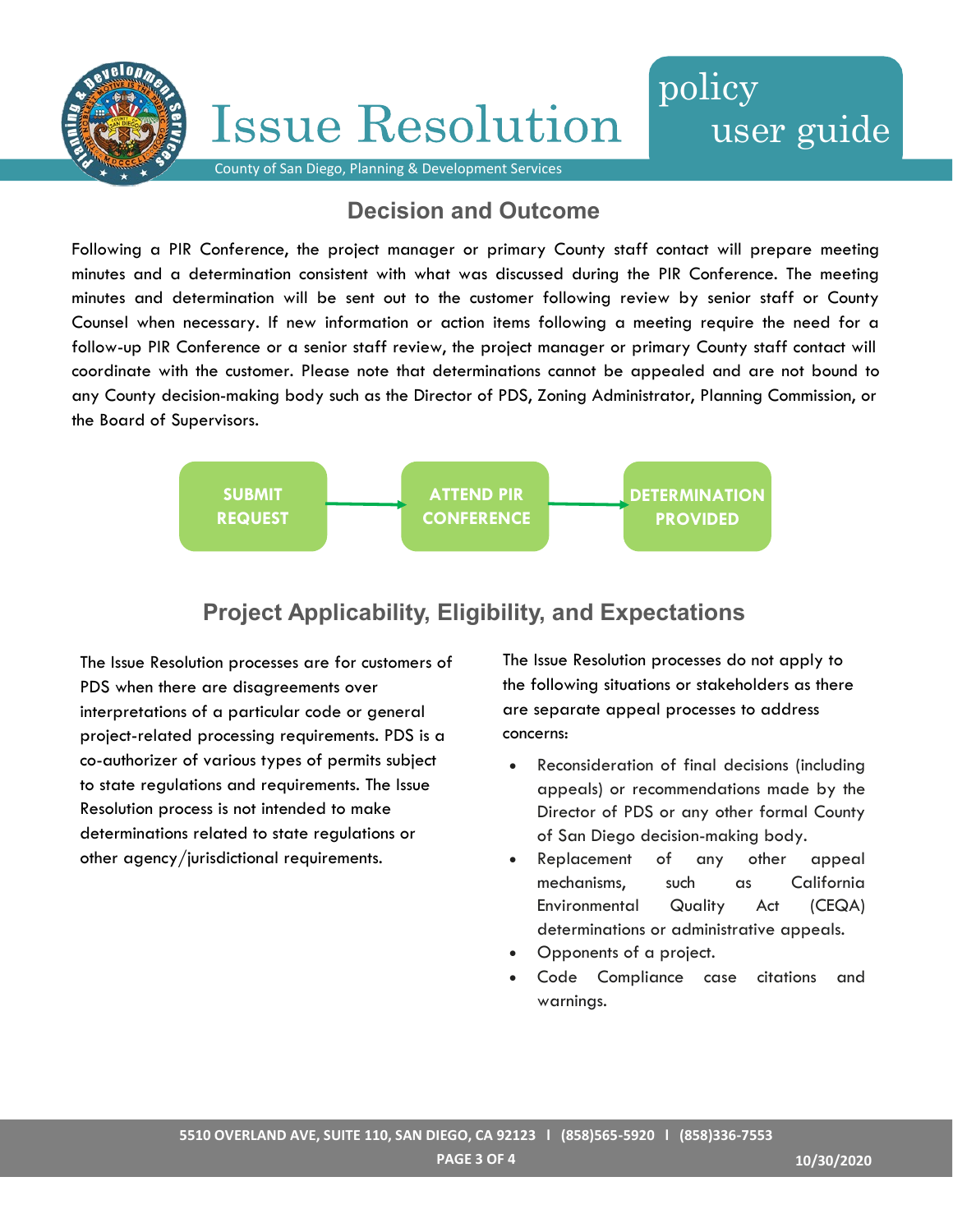## Decision and Outcome

Following a PIR Conference, the project manager or primary County staff contact will prepare meeting minutes and a determination consistent with what was discussed during the PIR Conference. The meeting minutes and determination will be sent out to the customer following review by senior staff or County Counsel when necessary. If new information or action items following a meeting require the need for a follow-up PIR Conference or a senior staff review, the project manager or primary County staff contact will coordinate with the customer. Please note that determinations cannot be appealed and are not bound to any County decision-making body such as the Director of PDS, Zoning Administrator, Planning Commission, or the Board of Supervisors.

**SUBMIT REQUEST** → **ATTEND PIR CONFERENCE** → **DETERMINATION PROVIDED**

## Project Applicability, Eligibility, and Expectations

The Issue Resolution processes are for customers of PDS when there are disagreements over interpretations of a particular code or general project-related processing requirements. PDS is a co-authorizer of various types of permits subject to state regulations and requirements. The Issue Resolution process is not intended to make determinations related to state regulations or other agency/jurisdictional requirements.

The Issue Resolution processes do not apply to the following situations or stakeholders as there are separate appeal processes to address concerns:

- Reconsideration of final decisions (including appeals) or recommendations made by the Director of PDS or any other formal County of San Diego decision-making body.
- Replacement of any other appeal mechanisms, such as California Environmental Quality Act (CEQA) determinations or administrative appeals.
- Opponents of a project.
- Code Compliance case citations and warnings.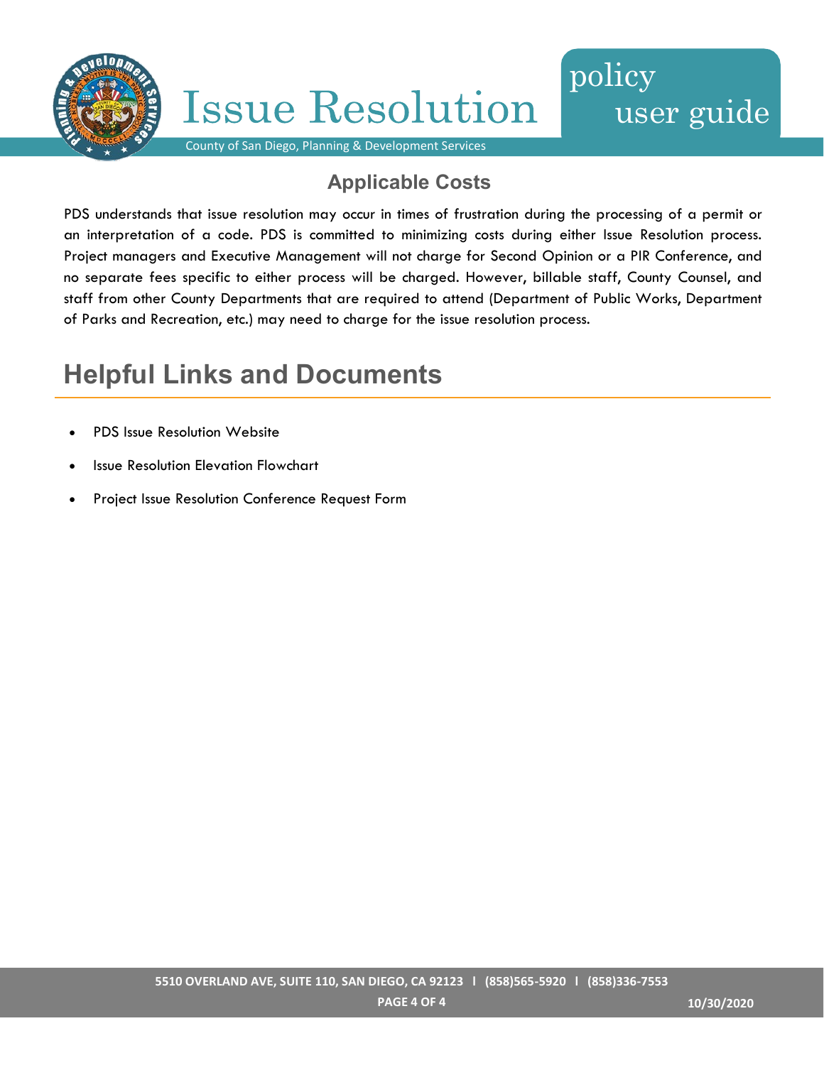## Applicable Costs

PDS understands that issue resolution may occur in times of frustration during the processing of a permit or an interpretation of a code. PDS is committed to minimizing costs during either Issue Resolution process. Project managers and Executive Management will not charge for Second Opinion or a PIR Conference, and no separate fees specific to either process will be charged. However, billable staff, County Counsel, and staff from other County Departments that are required to attend (Department of Public Works, Department of Parks and Recreation, etc.) may need to charge for the issue resolution process.

# Helpful Links and Documents

- PDS Issue Resolution Website
- Issue Resolution Elevation Flowchart
- Project Issue Resolution Conference Request Form